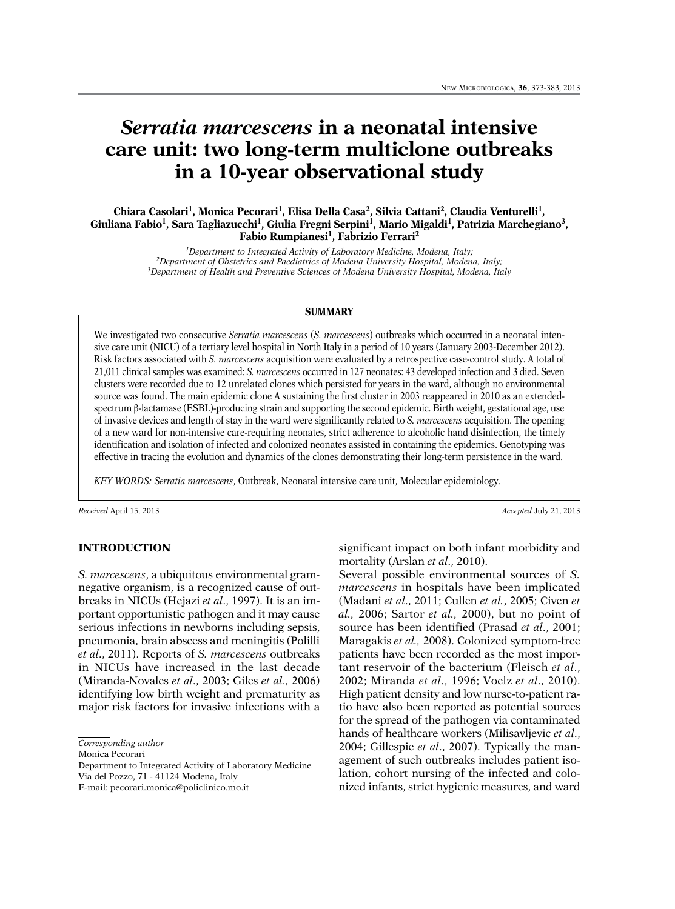# *Serratia marcescens* in a neonatal intensive care unit: two long-term multiclone outbreaks in a 10-year observational study

**Chiara Casolari[1], Monica Pecorari[1], Elisa Della Casa[2], Silvia Cattani[2], Claudia Venturelli[1], Giuliana Fabio[1], Sara Tagliazucchi[1], Giulia Fregni Serpini[1], Mario Migaldi[1], Patrizia Marchegiano[3], Fabio Rumpianesi[1], Fabrizio Ferrari[2]**

[1]*Department to Integrated Activity of Laboratory Medicine, Modena, Italy;*
[2]*Department of Obstetrics and Paediatrics of Modena University Hospital, Modena, Italy;*
[3]*Department of Health and Preventive Sciences of Modena University Hospital, Modena, Italy*

## SUMMARY

We investigated two consecutive *Serratia marcescens* (*S. marcescens*) outbreaks which occurred in a neonatal intensive care unit (NICU) of a tertiary level hospital in North Italy in a period of 10 years (January 2003-December 2012). Risk factors associated with *S. marcescens* acquisition were evaluated by a retrospective case-control study. A total of 21,011 clinical samples was examined: *S. marcescens* occurred in 127 neonates: 43 developed infection and 3 died. Seven clusters were recorded due to 12 unrelated clones which persisted for years in the ward, although no environmental source was found. The main epidemic clone A sustaining the first cluster in 2003 reappeared in 2010 as an extended-spectrum β-lactamase (ESBL)-producing strain and supporting the second epidemic. Birth weight, gestational age, use of invasive devices and length of stay in the ward were significantly related to *S. marcescens* acquisition. The opening of a new ward for non-intensive care-requiring neonates, strict adherence to alcoholic hand disinfection, the timely identification and isolation of infected and colonized neonates assisted in containing the epidemics. Genotyping was effective in tracing the evolution and dynamics of the clones demonstrating their long-term persistence in the ward.

*KEY WORDS: Serratia marcescens*, Outbreak, Neonatal intensive care unit, Molecular epidemiology.

*Received* April 15, 2013 *Accepted* July 21, 2013

## INTRODUCTION

*S. marcescens*, a ubiquitous environmental gram-negative organism, is a recognized cause of outbreaks in NICUs (Hejazi *et al*., 1997). It is an important opportunistic pathogen and it may cause serious infections in newborns including sepsis, pneumonia, brain abscess and meningitis (Polilli *et al*., 2011). Reports of *S. marcescens* outbreaks in NICUs have increased in the last decade (Miranda-Novales *et al*., 2003; Giles *et al*., 2006) identifying low birth weight and prematurity as major risk factors for invasive infections with a significant impact on both infant morbidity and mortality (Arslan *et al*., 2010).

Several possible environmental sources of *S. marcescens* in hospitals have been implicated (Madani *et al*., 2011; Cullen *et al*., 2005; Civen *et al*., 2006; Sartor *et al*., 2000), but no point of source has been identified (Prasad *et al*., 2001; Maragakis *et al*., 2008). Colonized symptom-free patients have been recorded as the most important reservoir of the bacterium (Fleisch *et al*., 2002; Miranda *et al*., 1996; Voelz *et al*., 2010). High patient density and low nurse-to-patient ratio have also been reported as potential sources for the spread of the pathogen via contaminated hands of healthcare workers (Milisavljevic *et al*., 2004; Gillespie *et al*., 2007). Typically the management of such outbreaks includes patient isolation, cohort nursing of the infected and colonized infants, strict hygienic measures, and ward

*Corresponding author*
Monica Pecorari
Department to Integrated Activity of Laboratory Medicine
Via del Pozzo, 71 - 41124 Modena, Italy
E-mail: pecorari.monica@policlinico.mo.it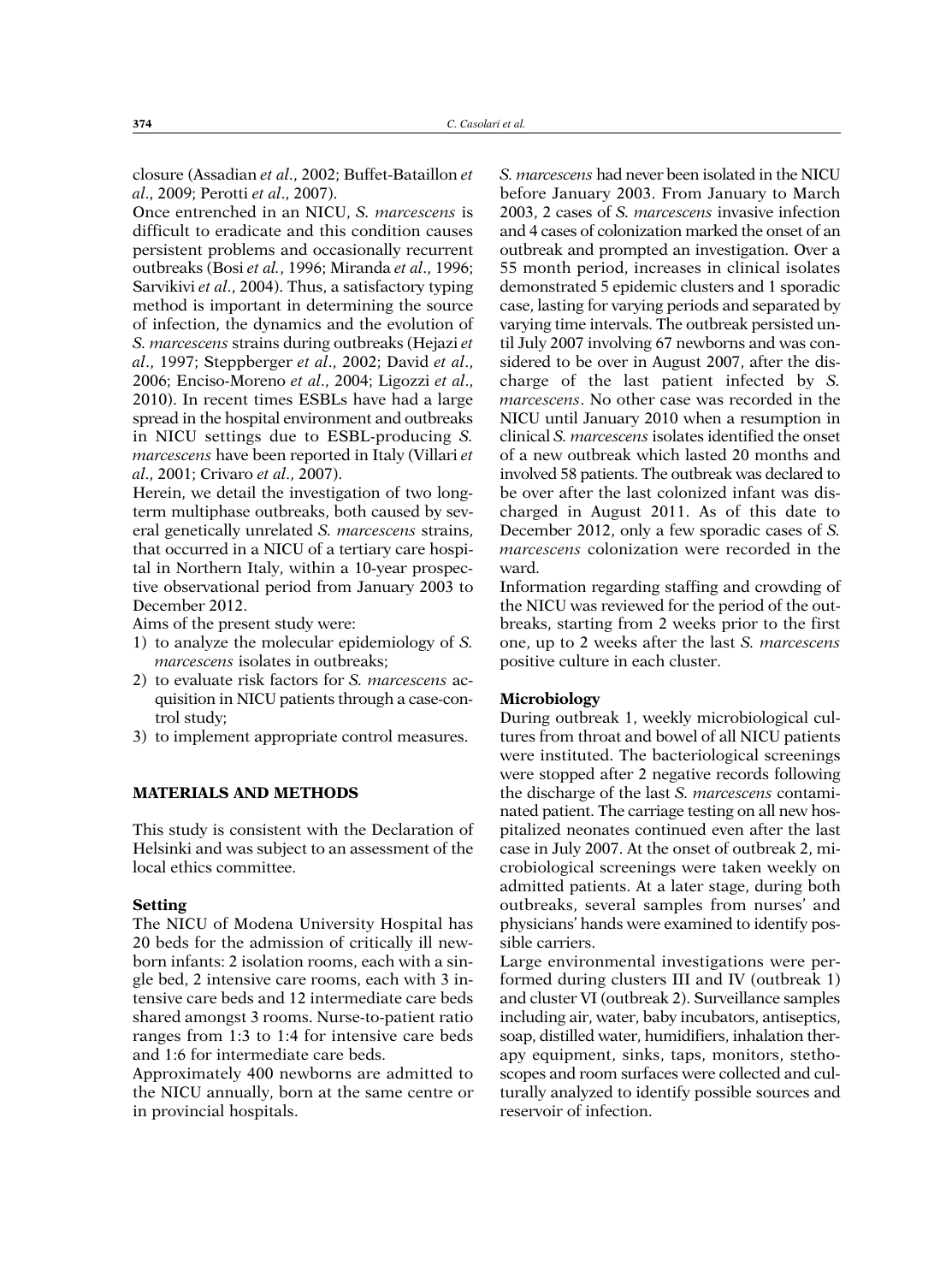closure (Assadian *et al*., 2002; Buffet-Bataillon *et al*., 2009; Perotti *et al*., 2007).

Once entrenched in an NICU, *S. marcescens* is difficult to eradicate and this condition causes persistent problems and occasionally recurrent outbreaks (Bosi *et al.*, 1996; Miranda *et al*., 1996; Sarvikivi *et al*., 2004). Thus, a satisfactory typing method is important in determining the source of infection, the dynamics and the evolution of *S. marcescens* strains during outbreaks (Hejazi *et al*., 1997; Steppberger *et al*., 2002; David *et al*., 2006; Enciso-Moreno *et al*., 2004; Ligozzi *et al*., 2010). In recent times ESBLs have had a large spread in the hospital environment and outbreaks in NICU settings due to ESBL-producing *S. marcescens* have been reported in Italy (Villari *et al*., 2001; Crivaro *et al*., 2007).

Herein, we detail the investigation of two long-term multiphase outbreaks, both caused by several genetically unrelated *S. marcescens* strains, that occurred in a NICU of a tertiary care hospital in Northern Italy, within a 10-year prospective observational period from January 2003 to December 2012.

Aims of the present study were:

1) to analyze the molecular epidemiology of *S. marcescens* isolates in outbreaks;
2) to evaluate risk factors for *S. marcescens* acquisition in NICU patients through a case-control study;
3) to implement appropriate control measures.

## MATERIALS AND METHODS

This study is consistent with the Declaration of Helsinki and was subject to an assessment of the local ethics committee.

### Setting

The NICU of Modena University Hospital has 20 beds for the admission of critically ill newborn infants: 2 isolation rooms, each with a single bed, 2 intensive care rooms, each with 3 intensive care beds and 12 intermediate care beds shared amongst 3 rooms. Nurse-to-patient ratio ranges from 1:3 to 1:4 for intensive care beds and 1:6 for intermediate care beds.

Approximately 400 newborns are admitted to the NICU annually, born at the same centre or in provincial hospitals.

*S. marcescens* had never been isolated in the NICU before January 2003. From January to March 2003, 2 cases of *S. marcescens* invasive infection and 4 cases of colonization marked the onset of an outbreak and prompted an investigation. Over a 55 month period, increases in clinical isolates demonstrated 5 epidemic clusters and 1 sporadic case, lasting for varying periods and separated by varying time intervals. The outbreak persisted until July 2007 involving 67 newborns and was considered to be over in August 2007, after the discharge of the last patient infected by *S. marcescens*. No other case was recorded in the NICU until January 2010 when a resumption in clinical *S. marcescens* isolates identified the onset of a new outbreak which lasted 20 months and involved 58 patients. The outbreak was declared to be over after the last colonized infant was discharged in August 2011. As of this date to December 2012, only a few sporadic cases of *S. marcescens* colonization were recorded in the ward.

Information regarding staffing and crowding of the NICU was reviewed for the period of the outbreaks, starting from 2 weeks prior to the first one, up to 2 weeks after the last *S. marcescens* positive culture in each cluster.

### Microbiology

During outbreak 1, weekly microbiological cultures from throat and bowel of all NICU patients were instituted. The bacteriological screenings were stopped after 2 negative records following the discharge of the last *S. marcescens* contaminated patient. The carriage testing on all new hospitalized neonates continued even after the last case in July 2007. At the onset of outbreak 2, microbiological screenings were taken weekly on admitted patients. At a later stage, during both outbreaks, several samples from nurses' and physicians' hands were examined to identify possible carriers.

Large environmental investigations were performed during clusters III and IV (outbreak 1) and cluster VI (outbreak 2). Surveillance samples including air, water, baby incubators, antiseptics, soap, distilled water, humidifiers, inhalation therapy equipment, sinks, taps, monitors, stethoscopes and room surfaces were collected and culturally analyzed to identify possible sources and reservoir of infection.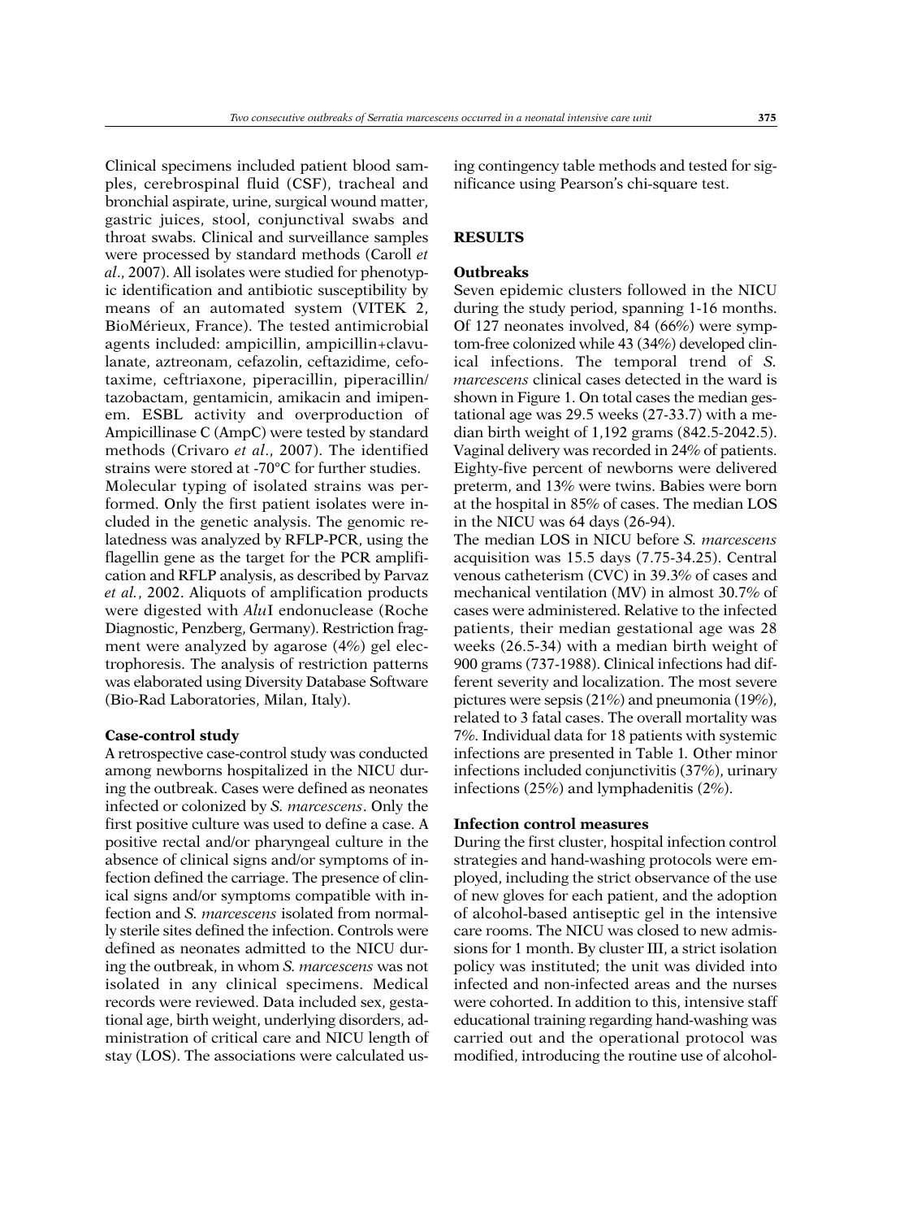Clinical specimens included patient blood samples, cerebrospinal fluid (CSF), tracheal and bronchial aspirate, urine, surgical wound matter, gastric juices, stool, conjunctival swabs and throat swabs. Clinical and surveillance samples were processed by standard methods (Caroll *et al*., 2007). All isolates were studied for phenotypic identification and antibiotic susceptibility by means of an automated system (VITEK 2, BioMérieux, France). The tested antimicrobial agents included: ampicillin, ampicillin+clavulanate, aztreonam, cefazolin, ceftazidime, cefotaxime, ceftriaxone, piperacillin, piperacillin/tazobactam, gentamicin, amikacin and imipenem. ESBL activity and overproduction of Ampicillinase C (AmpC) were tested by standard methods (Crivaro *et al*., 2007). The identified strains were stored at -70°C for further studies.

Molecular typing of isolated strains was performed. Only the first patient isolates were included in the genetic analysis. The genomic relatedness was analyzed by RFLP-PCR, using the flagellin gene as the target for the PCR amplification and RFLP analysis, as described by Parvaz *et al*., 2002. Aliquots of amplification products were digested with *Alu*I endonuclease (Roche Diagnostic, Penzberg, Germany). Restriction fragment were analyzed by agarose (4%) gel electrophoresis. The analysis of restriction patterns was elaborated using Diversity Database Software (Bio-Rad Laboratories, Milan, Italy).

### Case-control study

A retrospective case-control study was conducted among newborns hospitalized in the NICU during the outbreak. Cases were defined as neonates infected or colonized by *S. marcescens*. Only the first positive culture was used to define a case. A positive rectal and/or pharyngeal culture in the absence of clinical signs and/or symptoms of infection defined the carriage. The presence of clinical signs and/or symptoms compatible with infection and *S. marcescens* isolated from normally sterile sites defined the infection. Controls were defined as neonates admitted to the NICU during the outbreak, in whom *S. marcescens* was not isolated in any clinical specimens. Medical records were reviewed. Data included sex, gestational age, birth weight, underlying disorders, administration of critical care and NICU length of stay (LOS). The associations were calculated using contingency table methods and tested for significance using Pearson's chi-square test.

## RESULTS

### Outbreaks

Seven epidemic clusters followed in the NICU during the study period, spanning 1-16 months. Of 127 neonates involved, 84 (66%) were symptom-free colonized while 43 (34%) developed clinical infections. The temporal trend of *S. marcescens* clinical cases detected in the ward is shown in Figure 1. On total cases the median gestational age was 29.5 weeks (27-33.7) with a median birth weight of 1,192 grams (842.5-2042.5). Vaginal delivery was recorded in 24% of patients. Eighty-five percent of newborns were delivered preterm, and 13% were twins. Babies were born at the hospital in 85% of cases. The median LOS in the NICU was 64 days (26-94).

The median LOS in NICU before *S. marcescens* acquisition was 15.5 days (7.75-34.25). Central venous catheterism (CVC) in 39.3% of cases and mechanical ventilation (MV) in almost 30.7% of cases were administered. Relative to the infected patients, their median gestational age was 28 weeks (26.5-34) with a median birth weight of 900 grams (737-1988). Clinical infections had different severity and localization. The most severe pictures were sepsis (21%) and pneumonia (19%), related to 3 fatal cases. The overall mortality was 7%. Individual data for 18 patients with systemic infections are presented in Table 1. Other minor infections included conjunctivitis (37%), urinary infections (25%) and lymphadenitis (2%).

### Infection control measures

During the first cluster, hospital infection control strategies and hand-washing protocols were employed, including the strict observance of the use of new gloves for each patient, and the adoption of alcohol-based antiseptic gel in the intensive care rooms. The NICU was closed to new admissions for 1 month. By cluster III, a strict isolation policy was instituted; the unit was divided into infected and non-infected areas and the nurses were cohorted. In addition to this, intensive staff educational training regarding hand-washing was carried out and the operational protocol was modified, introducing the routine use of alcohol-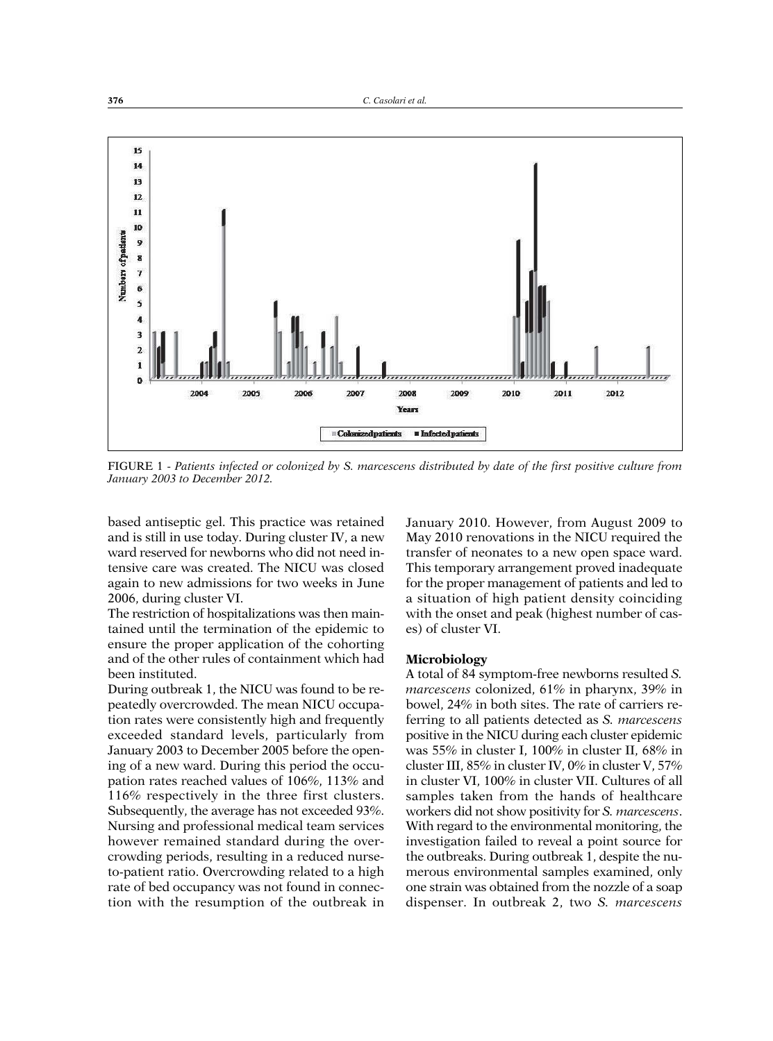FIGURE 1 - *Patients infected or colonized by S. marcescens distributed by date of the first positive culture from January 2003 to December 2012.*

based antiseptic gel. This practice was retained and is still in use today. During cluster IV, a new ward reserved for newborns who did not need intensive care was created. The NICU was closed again to new admissions for two weeks in June 2006, during cluster VI.

The restriction of hospitalizations was then maintained until the termination of the epidemic to ensure the proper application of the cohorting and of the other rules of containment which had been instituted.

During outbreak 1, the NICU was found to be repeatedly overcrowded. The mean NICU occupation rates were consistently high and frequently exceeded standard levels, particularly from January 2003 to December 2005 before the opening of a new ward. During this period the occupation rates reached values of 106%, 113% and 116% respectively in the three first clusters. Subsequently, the average has not exceeded 93%. Nursing and professional medical team services however remained standard during the overcrowding periods, resulting in a reduced nurse-to-patient ratio. Overcrowding related to a high rate of bed occupancy was not found in connection with the resumption of the outbreak in January 2010. However, from August 2009 to May 2010 renovations in the NICU required the transfer of neonates to a new open space ward. This temporary arrangement proved inadequate for the proper management of patients and led to a situation of high patient density coinciding with the onset and peak (highest number of cases) of cluster VI.

### Microbiology

A total of 84 symptom-free newborns resulted *S. marcescens* colonized, 61% in pharynx, 39% in bowel, 24% in both sites. The rate of carriers referring to all patients detected as *S. marcescens* positive in the NICU during each cluster epidemic was 55% in cluster I, 100% in cluster II, 68% in cluster III, 85% in cluster IV, 0% in cluster V, 57% in cluster VI, 100% in cluster VII. Cultures of all samples taken from the hands of healthcare workers did not show positivity for *S. marcescens*. With regard to the environmental monitoring, the investigation failed to reveal a point source for the outbreaks. During outbreak 1, despite the numerous environmental samples examined, only one strain was obtained from the nozzle of a soap dispenser. In outbreak 2, two *S. marcescens*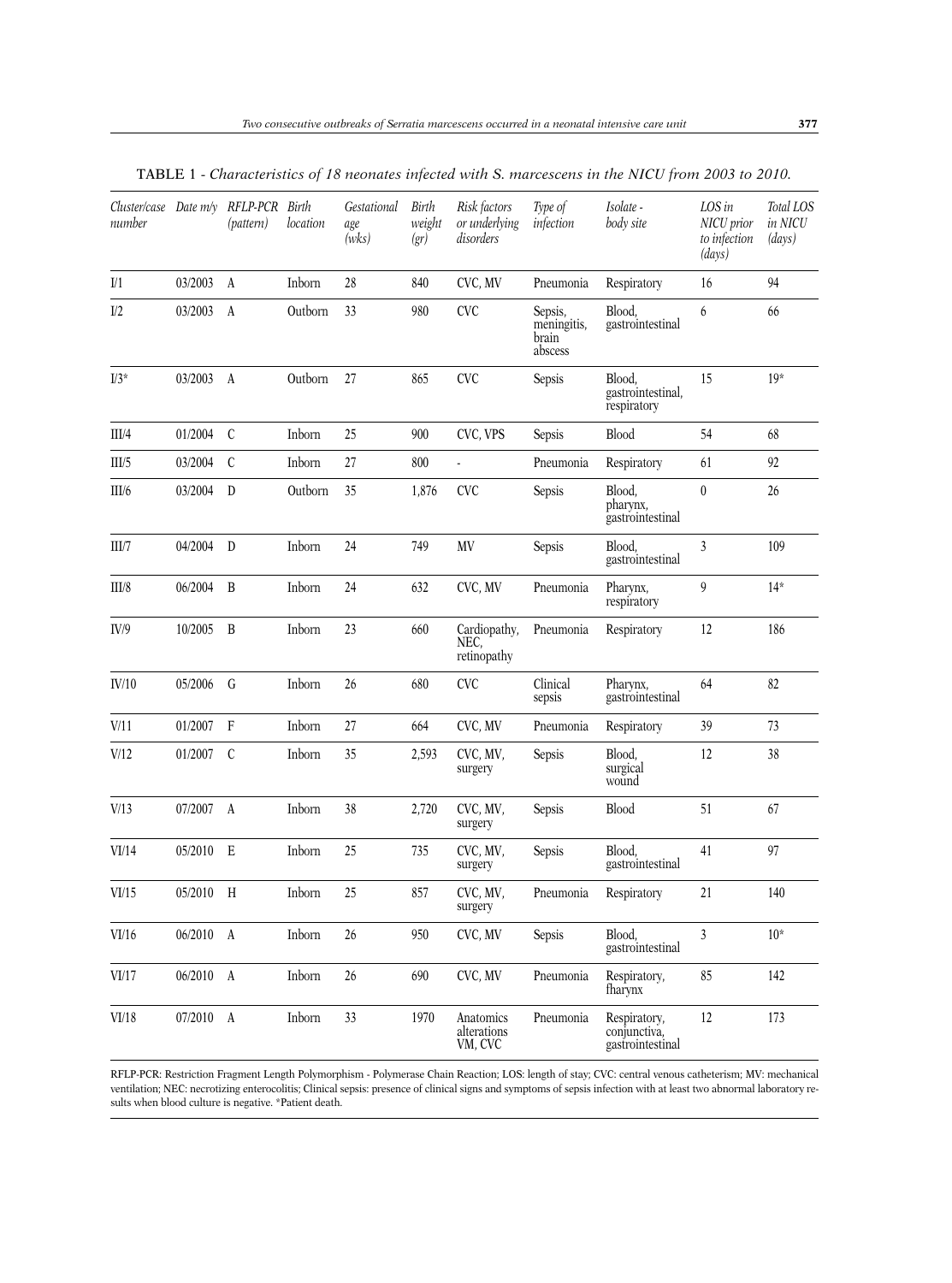TABLE 1 - *Characteristics of 18 neonates infected with S. marcescens in the NICU from 2003 to 2010.*

| Cluster/case number | Date m/y | RFLP-PCR (pattern) | Birth location | Gestational age (wks) | Birth weight (gr) | Risk factors or underlying disorders | Type of infection | Isolate - body site | LOS in NICU prior to infection (days) | Total LOS in NICU (days) |
|---|---|---|---|---|---|---|---|---|---|---|
| I/1 | 03/2003 | A | Inborn | 28 | 840 | CVC, MV | Pneumonia | Respiratory | 16 | 94 |
| I/2 | 03/2003 | A | Outborn | 33 | 980 | CVC | Sepsis, meningitis, brain abscess | Blood, gastrointestinal | 6 | 66 |
| I/3* | 03/2003 | A | Outborn | 27 | 865 | CVC | Sepsis | Blood, gastrointestinal, respiratory | 15 | 19* |
| III/4 | 01/2004 | C | Inborn | 25 | 900 | CVC, VPS | Sepsis | Blood | 54 | 68 |
| III/5 | 03/2004 | C | Inborn | 27 | 800 | - | Pneumonia | Respiratory | 61 | 92 |
| III/6 | 03/2004 | D | Outborn | 35 | 1,876 | CVC | Sepsis | Blood, pharynx, gastrointestinal | 0 | 26 |
| III/7 | 04/2004 | D | Inborn | 24 | 749 | MV | Sepsis | Blood, gastrointestinal | 3 | 109 |
| III/8 | 06/2004 | B | Inborn | 24 | 632 | CVC, MV | Pneumonia | Pharynx, respiratory | 9 | 14* |
| IV/9 | 10/2005 | B | Inborn | 23 | 660 | Cardiopathy, NEC, retinopathy | Pneumonia | Respiratory | 12 | 186 |
| IV/10 | 05/2006 | G | Inborn | 26 | 680 | CVC | Clinical sepsis | Pharynx, gastrointestinal | 64 | 82 |
| V/11 | 01/2007 | F | Inborn | 27 | 664 | CVC, MV | Pneumonia | Respiratory | 39 | 73 |
| V/12 | 01/2007 | C | Inborn | 35 | 2,593 | CVC, MV, surgery | Sepsis | Blood, surgical wound | 12 | 38 |
| V/13 | 07/2007 | A | Inborn | 38 | 2,720 | CVC, MV, surgery | Sepsis | Blood | 51 | 67 |
| VI/14 | 05/2010 | E | Inborn | 25 | 735 | CVC, MV, surgery | Sepsis | Blood, gastrointestinal | 41 | 97 |
| VI/15 | 05/2010 | H | Inborn | 25 | 857 | CVC, MV, surgery | Pneumonia | Respiratory | 21 | 140 |
| VI/16 | 06/2010 | A | Inborn | 26 | 950 | CVC, MV | Sepsis | Blood, gastrointestinal | 3 | 10* |
| VI/17 | 06/2010 | A | Inborn | 26 | 690 | CVC, MV | Pneumonia | Respiratory, fharynx | 85 | 142 |
| VI/18 | 07/2010 | A | Inborn | 33 | 1970 | Anatomics alterations VM, CVC | Pneumonia | Respiratory, conjunctiva, gastrointestinal | 12 | 173 |

RFLP-PCR: Restriction Fragment Length Polymorphism - Polymerase Chain Reaction; LOS: length of stay; CVC: central venous catheterism; MV: mechanical ventilation; NEC: necrotizing enterocolitis; Clinical sepsis: presence of clinical signs and symptoms of sepsis infection with at least two abnormal laboratory results when blood culture is negative. *Patient death.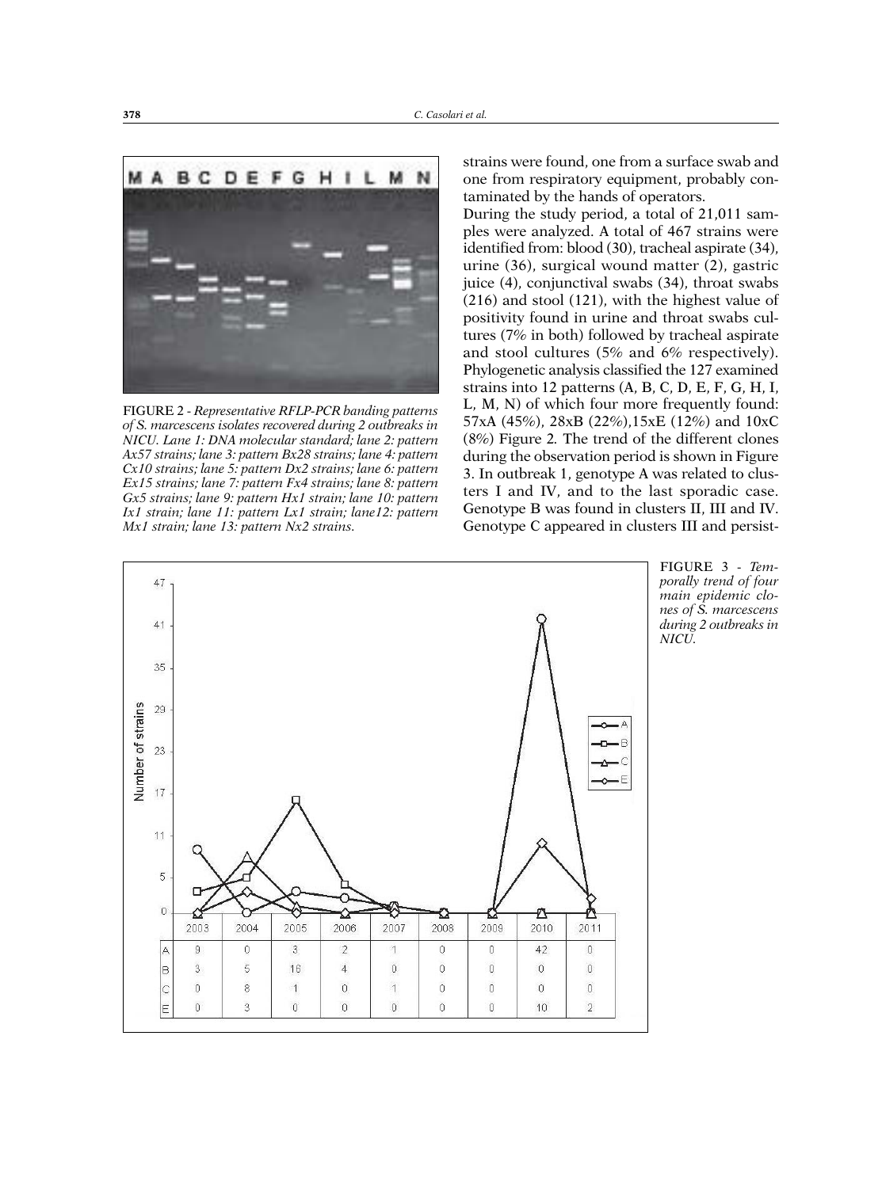FIGURE 2 - *Representative RFLP-PCR banding patterns of S. marcescens isolates recovered during 2 outbreaks in NICU. Lane 1: DNA molecular standard; lane 2: pattern Ax57 strains; lane 3: pattern Bx28 strains; lane 4: pattern Cx10 strains; lane 5: pattern Dx2 strains; lane 6: pattern Ex15 strains; lane 7: pattern Fx4 strains; lane 8: pattern Gx5 strains; lane 9: pattern Hx1 strain; lane 10: pattern Ix1 strain; lane 11: pattern Lx1 strain; lane12: pattern Mx1 strain; lane 13: pattern Nx2 strains.*

strains were found, one from a surface swab and one from respiratory equipment, probably contaminated by the hands of operators.

During the study period, a total of 21,011 samples were analyzed. A total of 467 strains were identified from: blood (30), tracheal aspirate (34), urine (36), surgical wound matter (2), gastric juice (4), conjunctival swabs (34), throat swabs (216) and stool (121), with the highest value of positivity found in urine and throat swabs cultures (7% in both) followed by tracheal aspirate and stool cultures (5% and 6% respectively). Phylogenetic analysis classified the 127 examined strains into 12 patterns (A, B, C, D, E, F, G, H, I, L, M, N) of which four more frequently found: 57xA (45%), 28xB (22%),15xE (12%) and 10xC (8%) Figure 2. The trend of the different clones during the observation period is shown in Figure 3. In outbreak 1, genotype A was related to clusters I and IV, and to the last sporadic case. Genotype B was found in clusters II, III and IV. Genotype C appeared in clusters III and persist-

| | 2003 | 2004 | 2005 | 2006 | 2007 | 2008 | 2009 | 2010 | 2011 |
|---|---|---|---|---|---|---|---|---|---|
| A | 9 | 0 | 3 | 2 | 1 | 0 | 0 | 42 | 0 |
| B | 3 | 5 | 16 | 4 | 0 | 0 | 0 | 0 | 0 |
| C | 0 | 8 | 1 | 0 | 1 | 0 | 0 | 0 | 0 |
| E | 0 | 3 | 0 | 0 | 0 | 0 | 0 | 10 | 2 |

FIGURE 3 - *Temporally trend of four main epidemic clones of S. marcescens during 2 outbreaks in NICU.*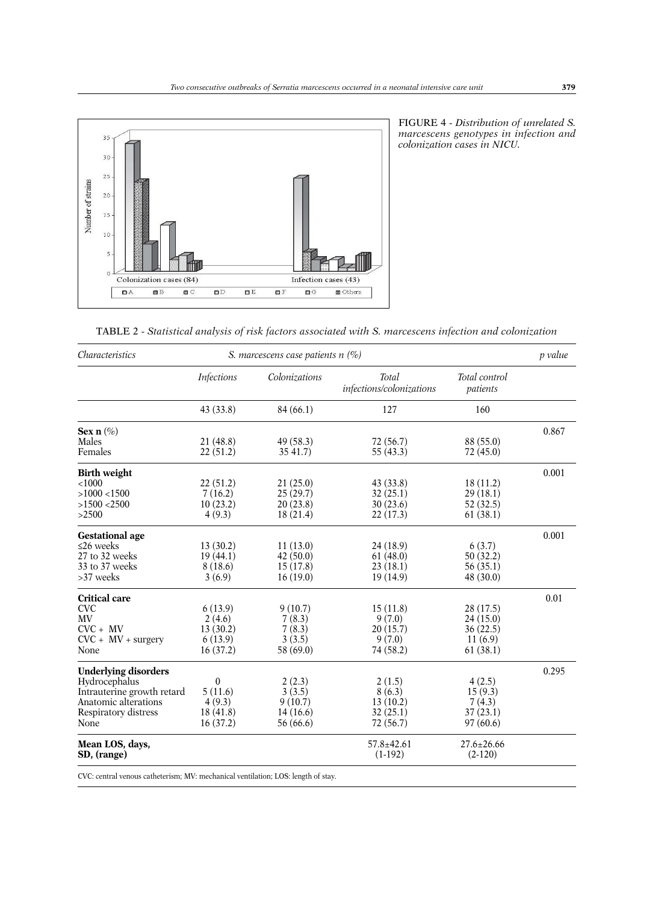FIGURE 4 - *Distribution of unrelated S. marcescens genotypes in infection and colonization cases in NICU.*

TABLE 2 - *Statistical analysis of risk factors associated with S. marcescens infection and colonization*

| *Characteristics* | *S. marcescens case patients n (%)* | | | | *p value* |
|---|---|---|---|---|---|
| | *Infections* | *Colonizations* | *Total infections/colonizations* | *Total control patients* | |
| | 43 (33.8) | 84 (66.1) | 127 | 160 | |
| **Sex n** (%) | | | | | 0.867 |
| Males | 21 (48.8) | 49 (58.3) | 72 (56.7) | 88 (55.0) | |
| Females | 22 (51.2) | 35 41.7) | 55 (43.3) | 72 (45.0) | |
| **Birth weight** | | | | | 0.001 |
| <1000 | 22 (51.2) | 21 (25.0) | 43 (33.8) | 18 (11.2) | |
| >1000 <1500 | 7 (16.2) | 25 (29.7) | 32 (25.1) | 29 (18.1) | |
| >1500 <2500 | 10 (23.2) | 20 (23.8) | 30 (23.6) | 52 (32.5) | |
| >2500 | 4 (9.3) | 18 (21.4) | 22 (17.3) | 61 (38.1) | |
| **Gestational age** | | | | | 0.001 |
| ≤26 weeks | 13 (30.2) | 11 (13.0) | 24 (18.9) | 6 (3.7) | |
| 27 to 32 weeks | 19 (44.1) | 42 (50.0) | 61 (48.0) | 50 (32.2) | |
| 33 to 37 weeks | 8 (18.6) | 15 (17.8) | 23 (18.1) | 56 (35.1) | |
| >37 weeks | 3 (6.9) | 16 (19.0) | 19 (14.9) | 48 (30.0) | |
| **Critical care** | | | | | 0.01 |
| CVC | 6 (13.9) | 9 (10.7) | 15 (11.8) | 28 (17.5) | |
| MV | 2 (4.6) | 7 (8.3) | 9 (7.0) | 24 (15.0) | |
| CVC + MV | 13 (30.2) | 7 (8.3) | 20 (15.7) | 36 (22.5) | |
| CVC + MV + surgery | 6 (13.9) | 3 (3.5) | 9 (7.0) | 11 (6.9) | |
| None | 16 (37.2) | 58 (69.0) | 74 (58.2) | 61 (38.1) | |
| **Underlying disorders** | | | | | 0.295 |
| Hydrocephalus | 0 | 2 (2.3) | 2 (1.5) | 4 (2.5) | |
| Intrauterine growth retard | 5 (11.6) | 3 (3.5) | 8 (6.3) | 15 (9.3) | |
| Anatomic alterations | 4 (9.3) | 9 (10.7) | 13 (10.2) | 7 (4.3) | |
| Respiratory distress | 18 (41.8) | 14 (16.6) | 32 (25.1) | 37 (23.1) | |
| None | 16 (37.2) | 56 (66.6) | 72 (56.7) | 97 (60.6) | |
| **Mean LOS, days, SD, (range)** | | | 57.8±42.61 (1-192) | 27.6±26.66 (2-120) | |

CVC: central venous catheterism; MV: mechanical ventilation; LOS: length of stay.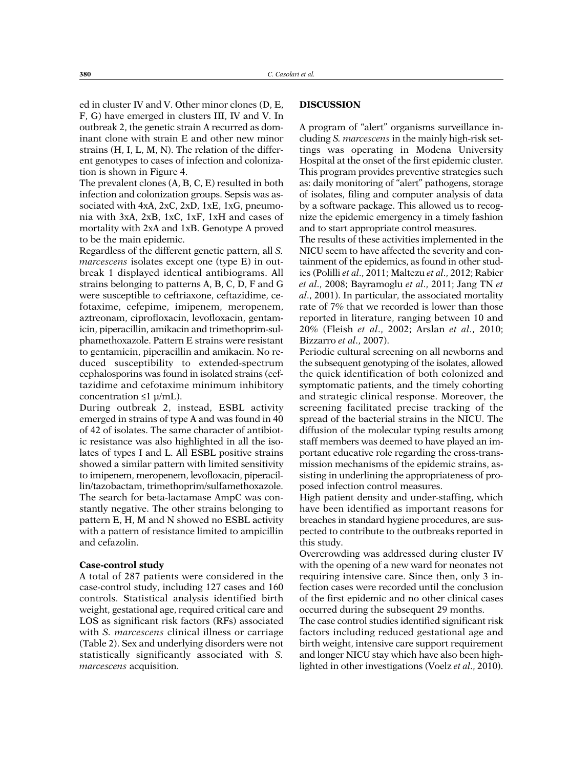ed in cluster IV and V. Other minor clones (D, E, F, G) have emerged in clusters III, IV and V. In outbreak 2, the genetic strain A recurred as dominant clone with strain E and other new minor strains (H, I, L, M, N). The relation of the different genotypes to cases of infection and colonization is shown in Figure 4.

The prevalent clones (A, B, C, E) resulted in both infection and colonization groups. Sepsis was associated with 4xA, 2xC, 2xD, 1xE, 1xG, pneumonia with 3xA, 2xB, 1xC, 1xF, 1xH and cases of mortality with 2xA and 1xB. Genotype A proved to be the main epidemic.

Regardless of the different genetic pattern, all *S. marcescens* isolates except one (type E) in outbreak 1 displayed identical antibiograms. All strains belonging to patterns A, B, C, D, F and G were susceptible to ceftriaxone, ceftazidime, cefotaxime, cefepime, imipenem, meropenem, aztreonam, ciprofloxacin, levofloxacin, gentamicin, piperacillin, amikacin and trimethoprim-sulphamethoxazole. Pattern E strains were resistant to gentamicin, piperacillin and amikacin. No reduced susceptibility to extended-spectrum cephalosporins was found in isolated strains (ceftazidime and cefotaxime minimum inhibitory concentration ≤1 μ/mL).

During outbreak 2, instead, ESBL activity emerged in strains of type A and was found in 40 of 42 of isolates. The same character of antibiotic resistance was also highlighted in all the isolates of types I and L. All ESBL positive strains showed a similar pattern with limited sensitivity to imipenem, meropenem, levofloxacin, piperacillin/tazobactam, trimethoprim/sulfamethoxazole. The search for beta-lactamase AmpC was constantly negative. The other strains belonging to pattern E, H, M and N showed no ESBL activity with a pattern of resistance limited to ampicillin and cefazolin.

### Case-control study

A total of 287 patients were considered in the case-control study, including 127 cases and 160 controls. Statistical analysis identified birth weight, gestational age, required critical care and LOS as significant risk factors (RFs) associated with *S. marcescens* clinical illness or carriage (Table 2). Sex and underlying disorders were not statistically significantly associated with *S. marcescens* acquisition.

## DISCUSSION

A program of "alert" organisms surveillance including *S. marcescens* in the mainly high-risk settings was operating in Modena University Hospital at the onset of the first epidemic cluster. This program provides preventive strategies such as: daily monitoring of "alert" pathogens, storage of isolates, filing and computer analysis of data by a software package. This allowed us to recognize the epidemic emergency in a timely fashion and to start appropriate control measures.

The results of these activities implemented in the NICU seem to have affected the severity and containment of the epidemics, as found in other studies (Polilli *et al*., 2011; Maltezu *et al*., 2012; Rabier *et al*., 2008; Bayramoglu *et al*., 2011; Jang TN *et al*., 2001). In particular, the associated mortality rate of 7% that we recorded is lower than those reported in literature, ranging between 10 and 20% (Fleish *et al*., 2002; Arslan *et al*., 2010; Bizzarro *et al*., 2007).

Periodic cultural screening on all newborns and the subsequent genotyping of the isolates, allowed the quick identification of both colonized and symptomatic patients, and the timely cohorting and strategic clinical response. Moreover, the screening facilitated precise tracking of the spread of the bacterial strains in the NICU. The diffusion of the molecular typing results among staff members was deemed to have played an important educative role regarding the cross-transmission mechanisms of the epidemic strains, assisting in underlining the appropriateness of proposed infection control measures.

High patient density and under-staffing, which have been identified as important reasons for breaches in standard hygiene procedures, are suspected to contribute to the outbreaks reported in this study.

Overcrowding was addressed during cluster IV with the opening of a new ward for neonates not requiring intensive care. Since then, only 3 infection cases were recorded until the conclusion of the first epidemic and no other clinical cases occurred during the subsequent 29 months.

The case control studies identified significant risk factors including reduced gestational age and birth weight, intensive care support requirement and longer NICU stay which have also been highlighted in other investigations (Voelz *et al*., 2010).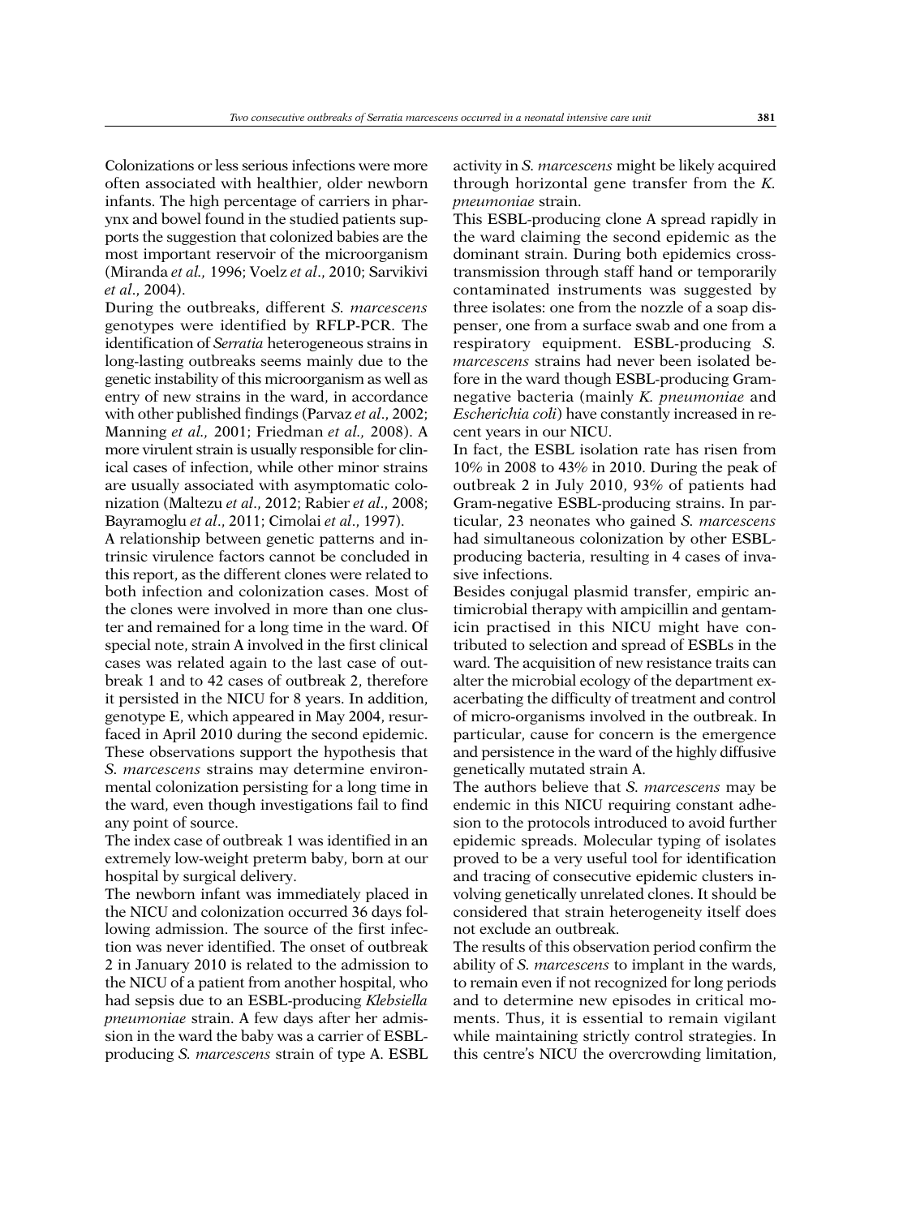Colonizations or less serious infections were more often associated with healthier, older newborn infants. The high percentage of carriers in pharynx and bowel found in the studied patients supports the suggestion that colonized babies are the most important reservoir of the microorganism (Miranda *et al.*, 1996; Voelz *et al*., 2010; Sarvikivi *et al*., 2004).

During the outbreaks, different *S. marcescens* genotypes were identified by RFLP-PCR. The identification of *Serratia* heterogeneous strains in long-lasting outbreaks seems mainly due to the genetic instability of this microorganism as well as entry of new strains in the ward, in accordance with other published findings (Parvaz *et al*., 2002; Manning *et al*., 2001; Friedman *et al.*, 2008). A more virulent strain is usually responsible for clinical cases of infection, while other minor strains are usually associated with asymptomatic colonization (Maltezu *et al*., 2012; Rabier *et al*., 2008; Bayramoglu *et al*., 2011; Cimolai *et al*., 1997).

A relationship between genetic patterns and intrinsic virulence factors cannot be concluded in this report, as the different clones were related to both infection and colonization cases. Most of the clones were involved in more than one cluster and remained for a long time in the ward. Of special note, strain A involved in the first clinical cases was related again to the last case of outbreak 1 and to 42 cases of outbreak 2, therefore it persisted in the NICU for 8 years. In addition, genotype E, which appeared in May 2004, resurfaced in April 2010 during the second epidemic. These observations support the hypothesis that *S. marcescens* strains may determine environmental colonization persisting for a long time in the ward, even though investigations fail to find any point of source.

The index case of outbreak 1 was identified in an extremely low-weight preterm baby, born at our hospital by surgical delivery.

The newborn infant was immediately placed in the NICU and colonization occurred 36 days following admission. The source of the first infection was never identified. The onset of outbreak 2 in January 2010 is related to the admission to the NICU of a patient from another hospital, who had sepsis due to an ESBL-producing *Klebsiella pneumoniae* strain. A few days after her admission in the ward the baby was a carrier of ESBL-producing *S. marcescens* strain of type A. ESBL activity in *S. marcescens* might be likely acquired through horizontal gene transfer from the *K. pneumoniae* strain.

This ESBL-producing clone A spread rapidly in the ward claiming the second epidemic as the dominant strain. During both epidemics cross-transmission through staff hand or temporarily contaminated instruments was suggested by three isolates: one from the nozzle of a soap dispenser, one from a surface swab and one from a respiratory equipment. ESBL-producing *S. marcescens* strains had never been isolated before in the ward though ESBL-producing Gram-negative bacteria (mainly *K. pneumoniae* and *Escherichia coli*) have constantly increased in recent years in our NICU.

In fact, the ESBL isolation rate has risen from 10% in 2008 to 43% in 2010. During the peak of outbreak 2 in July 2010, 93% of patients had Gram-negative ESBL-producing strains. In particular, 23 neonates who gained *S. marcescens* had simultaneous colonization by other ESBL-producing bacteria, resulting in 4 cases of invasive infections.

Besides conjugal plasmid transfer, empiric antimicrobial therapy with ampicillin and gentamicin practised in this NICU might have contributed to selection and spread of ESBLs in the ward. The acquisition of new resistance traits can alter the microbial ecology of the department exacerbating the difficulty of treatment and control of micro-organisms involved in the outbreak. In particular, cause for concern is the emergence and persistence in the ward of the highly diffusive genetically mutated strain A.

The authors believe that *S. marcescens* may be endemic in this NICU requiring constant adhesion to the protocols introduced to avoid further epidemic spreads. Molecular typing of isolates proved to be a very useful tool for identification and tracing of consecutive epidemic clusters involving genetically unrelated clones. It should be considered that strain heterogeneity itself does not exclude an outbreak.

The results of this observation period confirm the ability of *S. marcescens* to implant in the wards, to remain even if not recognized for long periods and to determine new episodes in critical moments. Thus, it is essential to remain vigilant while maintaining strictly control strategies. In this centre's NICU the overcrowding limitation,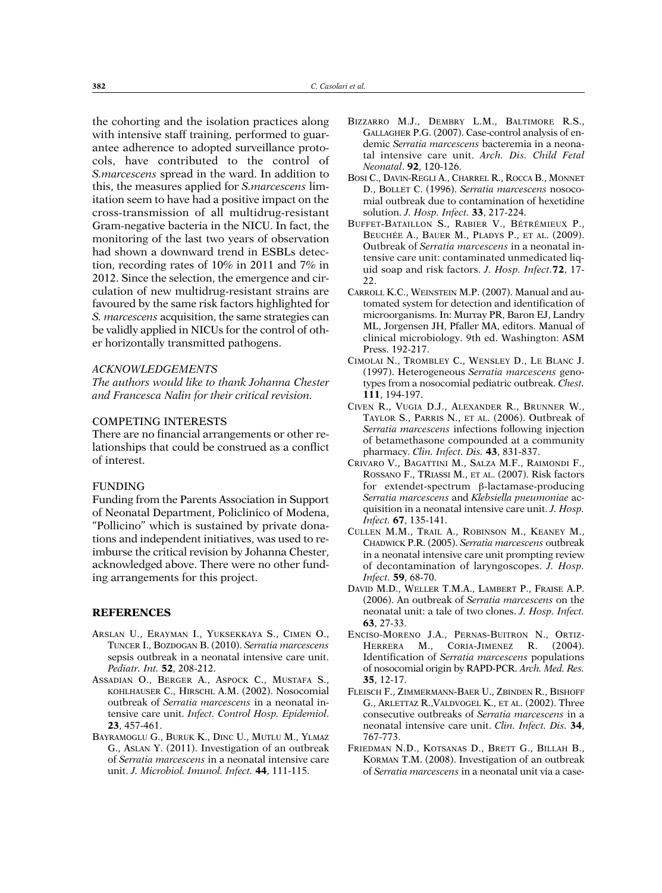the cohorting and the isolation practices along with intensive staff training, performed to guarantee adherence to adopted surveillance protocols, have contributed to the control of *S.marcescens* spread in the ward. In addition to this, the measures applied for *S.marcescens* limitation seem to have had a positive impact on the cross-transmission of all multidrug-resistant Gram-negative bacteria in the NICU. In fact, the monitoring of the last two years of observation had shown a downward trend in ESBLs detection, recording rates of 10% in 2011 and 7% in 2012. Since the selection, the emergence and circulation of new multidrug-resistant strains are favoured by the same risk factors highlighted for *S. marcescens* acquisition, the same strategies can be validly applied in NICUs for the control of other horizontally transmitted pathogens.

*ACKNOWLEDGEMENTS*

*The authors would like to thank Johanna Chester and Francesca Nalin for their critical revision.*

COMPETING INTERESTS

There are no financial arrangements or other relationships that could be construed as a conflict of interest.

FUNDING

Funding from the Parents Association in Support of Neonatal Department, Policlinico of Modena, "Pollicino" which is sustained by private donations and independent initiatives, was used to reimburse the critical revision by Johanna Chester, acknowledged above. There were no other funding arrangements for this project.

## REFERENCES

Arslan U., Erayman I., Yuksekkaya S., Cimen O., Tuncer I., Bozdogan B. (2010). *Serratia marcescens* sepsis outbreak in a neonatal intensive care unit. *Pediatr. Int.* **52**, 208-212.

Assadian O., Berger A., Aspock C., Mustafa S., kohlhauser C., Hirschl A.M. (2002). Nosocomial outbreak of *Serratia marcescens* in a neonatal intensive care unit. *Infect. Control Hosp. Epidemiol.* **23**, 457-461.

Bayramoglu G., Buruk K., Dinc U., Mutlu M., Ylmaz G., Aslan Y. (2011). Investigation of an outbreak of *Serratia marcescens* in a neonatal intensive care unit. *J. Microbiol. Imunol. Infect.* **44**, 111-115.

Bizzarro M.J., Dembry L.M., Baltimore R.S., Gallagher P.G. (2007). Case-control analysis of endemic *Serratia marcescens* bacteremia in a neonatal intensive care unit. *Arch. Dis. Child Fetal Neonatal*. **92**, 120-126.

Bosi C., Davin-Regli A., Charrel R., Rocca B., Monnet D., Bollet C. (1996). *Serratia marcescens* nosocomial outbreak due to contamination of hexetidine solution. *J. Hosp. Infect.* **33**, 217-224.

Buffet-Bataillon S., Rabier V., Bétrémieux P., Beuchée A., Bauer M., Pladys P., et al. (2009). Outbreak of *Serratia marcescens* in a neonatal intensive care unit: contaminated unmedicated liquid soap and risk factors. *J. Hosp. Infect.* **72**, 17-22.

Carroll K.C., Weinstein M.P. (2007). Manual and automated system for detection and identification of microorganisms. In: Murray PR, Baron EJ, Landry ML, Jorgensen JH, Pfaller MA, editors. Manual of clinical microbiology. 9th ed. Washington: ASM Press. 192-217.

Cimolai N., Trombley C., Wensley D., Le Blanc J. (1997). Heterogeneous *Serratia marcescens* genotypes from a nosocomial pediatric outbreak. *Chest.* **111**, 194-197.

Civen R., Vugia D.J., Alexander R., Brunner W., Taylor S., Parris N., et al. (2006). Outbreak of *Serratia marcescens* infections following injection of betamethasone compounded at a community pharmacy. *Clin. Infect. Dis.* **43**, 831-837.

Crivaro V., Bagattini M., Salza M.F., Raimondi F., Rossano F., TRiassi M., et al. (2007). Risk factors for extendet-spectrum β-lactamase-producing *Serratia marcescens* and *Klebsiella pneumoniae* acquisition in a neonatal intensive care unit. *J. Hosp. Infect.* **67**, 135-141.

Cullen M.M., Trail A., Robinson M., Keaney M., Chadwick P.R. (2005). *Serratia marcescens* outbreak in a neonatal intensive care unit prompting review of decontamination of laryngoscopes. *J. Hosp. Infect.* **59**, 68-70.

David M.D., Weller T.M.A., Lambert P., Fraise A.P. (2006). An outbreak of *Serratia marcescens* on the neonatal unit: a tale of two clones. *J. Hosp. Infect.* **63**, 27-33.

Enciso-Moreno J.A., Pernas-Buitron N., Ortiz-Herrera M., Coria-Jimenez R. (2004). Identification of *Serratia marcescens* populations of nosocomial origin by RAPD-PCR. *Arch. Med. Res.* **35**, 12-17.

Fleisch F., Zimmermann-Baer U., Zbinden R., Bishoff G., Arlettaz R.,Valdvogel K., et al. (2002). Three consecutive outbreaks of *Serratia marcescens* in a neonatal intensive care unit. *Clin. Infect. Dis.* **34**, 767-773.

Friedman N.D., Kotsanas D., Brett G., Billah B., Korman T.M. (2008). Investigation of an outbreak of *Serratia marcescens* in a neonatal unit via a case-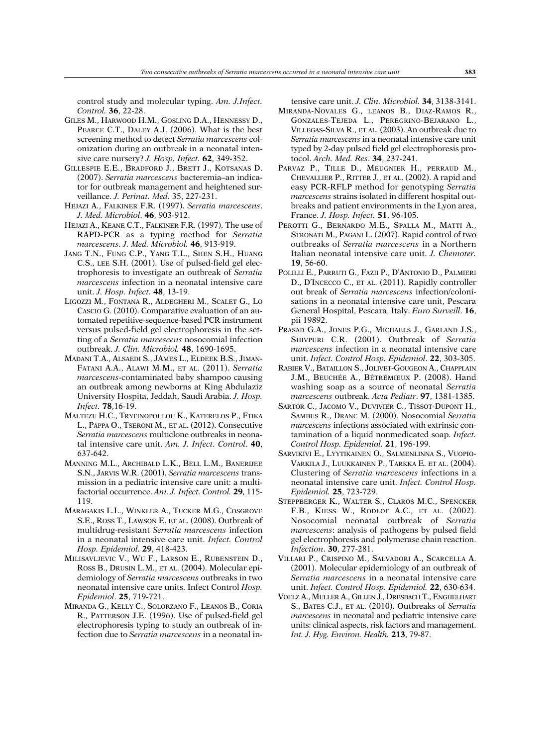control study and molecular typing. *Am. J.Infect. Control.* **36**, 22-28.

Giles M., Harwood H.M., Gosling D.A., Hennessy D., Pearce C.T., Daley A.J. (2006). What is the best screening method to detect *Serratia marcescens* colonization during an outbreak in a neonatal intensive care nursery? *J. Hosp. Infect.* **62**, 349-352.

Gillespie E.E., Bradford J., Brett J., Kotsanas D. (2007). *Serratia marcescens* bacteremia–an indicator for outbreak management and heightened surveillance. *J. Perinat. Med.* 35, 227-231.

Hejazi A., Falkiner F.R. (1997). *Serratia marcescens*. *J. Med. Microbiol*. **46**, 903-912.

Hejazi A., Keane C.T., Falkiner F.R. (1997). The use of RAPD-PCR as a typing method for *Serratia marcescens*. *J. Med. Microbiol.* **46**, 913-919.

Jang T.N., Fung C.P., Yang T.L., Shen S.H., Huang C.S., lee S.H. (2001). Use of pulsed-field gel electrophoresis to investigate an outbreak of *Serratia marcescens* infection in a neonatal intensive care unit. *J. Hosp. Infect.* **48**, 13-19.

Ligozzi M., Fontana R., Aldegheri M., Scalet G., Lo Cascio G. (2010). Comparative evaluation of an automated repetitive-sequence-based PCR instrument versus pulsed-field gel electrophoresis in the setting of a *Serratia marcescens* nosocomial infection outbreak. *J. Clin. Microbiol.* **48**, 1690-1695.

Madani T.A., Alsaedi S., JAmes L., Eldeek B.S., Jiman-Fatani A.A., Alawi M.M., et al. (2011). *Serratia marcescens*-contaminated baby shampoo causing an outbreak among newborns at King Abdulaziz University Hospita, Jeddah, Saudi Arabia. *J. Hosp. Infect.* **78**,16-19.

Maltezu H.C., Tryfinopoulou K., Katerelos P., Ftika L., Pappa O., Tseroni M., et al. (2012). Consecutive *Serratia marcescens* multiclone outbreaks in neonatal intensive care unit. *Am. J. Infect. Control*. **40**, 637-642.

Manning M.L., Archibald L.K., Bell L.M., Banerjee S.N., Jarvis W.R. (2001). *Serratia marcescens* transmission in a pediatric intensive care unit: a multifactorial occurrence. *Am. J. Infect. Control.* **29**, 115-119.

Maragakis L.L., Winkler A., Tucker M.G., Cosgrove S.E., Ross T., Lawson E. et al. (2008). Outbreak of multidrug-resistant *Serratia marcescens* infection in a neonatal intensive care unit. *Infect. Control Hosp. Epidemiol*. **29**, 418-423.

Milisavljevic V., Wu F., Larson E., Rubenstein D., Ross B., Drusin L.M., et al. (2004). Molecular epidemiology of *Serratia marcescens* outbreaks in two neonatal intensive care units. Infect Control *Hosp. Epidemiol*. **25**, 719-721.

Miranda G., Kelly C., Solorzano F., Leanos B., Coria R., Patterson J.E. (1996). Use of pulsed-field gel electrophoresis typing to study an outbreak of infection due to *Serratia marcescens* in a neonatal intensive care unit. *J. Clin. Microbiol.* **34**, 3138-3141.

Miranda-Novales G., leanos B., Diaz-Ramos R., Gonzales-Tejeda L., Peregrino-Bejarano L., Villegas-Silva R., et al. (2003). An outbreak due to *Serratia marcescens* in a neonatal intensive care unit typed by 2-day pulsed field gel electrophoresis protocol. *Arch. Med. Res*. **34**, 237-241.

Parvaz P., Tille D., Meugnier H., perraud M., Chevallier P., Ritter J., et al. (2002). A rapid and easy PCR-RFLP method for genotyping *Serratia marcescens* strains isolated in different hospital outbreaks and patient environments in the Lyon area, France. *J. Hosp. Infect.* **51**, 96-105.

Perotti G., Bernardo M.E., Spalla M., Matti A., Stronati M., Pagani L. (2007). Rapid control of two outbreaks of *Serratia marcescens* in a Northern Italian neonatal intensive care unit. *J. Chemoter.* **19**, 56-60.

Polilli E., Parruti G., Fazii P., D'Antonio D., Palmieri D., D'Incecco C., et al. (2011). Rapidly controller out break of *Serratia marcescens* infection/colonisations in a neonatal intensive care unit, Pescara General Hospital, Pescara, Italy. *Euro Surveill*. **16**, pii 19892.

Prasad G.A., Jones P.G., Michaels J., Garland J.S., Shivpuri C.R. (2001). Outbreak of *Serratia marcescens* infection in a neonatal intensive care unit. *Infect. Control Hosp. Epidemiol*. **22**, 303-305.

Rabier V., Bataillon S., Jolivet-Gougeon A., Chapplain J.M., Beuchée A., Bétrémieux P. (2008). Hand washing soap as a source of neonatal *Serratia marcescens* outbreak. *Acta Pediatr*. **97**, 1381-1385.

Sartor C., Jacomo V., Duvivier C., Tissot-Dupont H., Sambus R., Dranc M. (2000). Nosocomial *Serratia marcescens* infections associated with extrinsic contamination of a liquid nonmedicated soap. *Infect. Control Hosp. Epidemiol.* **21**, 196-199.

Sarvikivi E., Lyytikainen O., Salmenlinna S., Vuopio-Varkila J., Luukkainen P., Tarkka E. et al. (2004). Clustering of *Serratia marcescens* infections in a neonatal intensive care unit. *Infect. Control Hosp. Epidemiol.* **25**, 723-729.

Steppberger K., Walter S., Claros M.C., Spencker F.B., Kiess W., Rodlof A.C., et al. (2002). Nosocomial neonatal outbreak of *Serratia marcescens*: analysis of pathogens by pulsed field gel electrophoresis and polymerase chain reaction. *Infection*. **30**, 277-281.

Villari P., Crispino M., Salvadori A., Scarcella A. (2001). Molecular epidemiology of an outbreak of *Serratia marcescens* in a neonatal intensive care unit. *Infect. Control Hosp. Epidemiol.* **22**, 630-634.

Voelz A., Muller A., Gillen J., Dresbach T., Enghelhart S., Bates C.J., et al. (2010). Outbreaks of *Serratia marcescens* in neonatal and pediatric intensive care units: clinical aspects, risk factors and management. *Int. J. Hyg. Environ. Health.* **213**, 79-87.